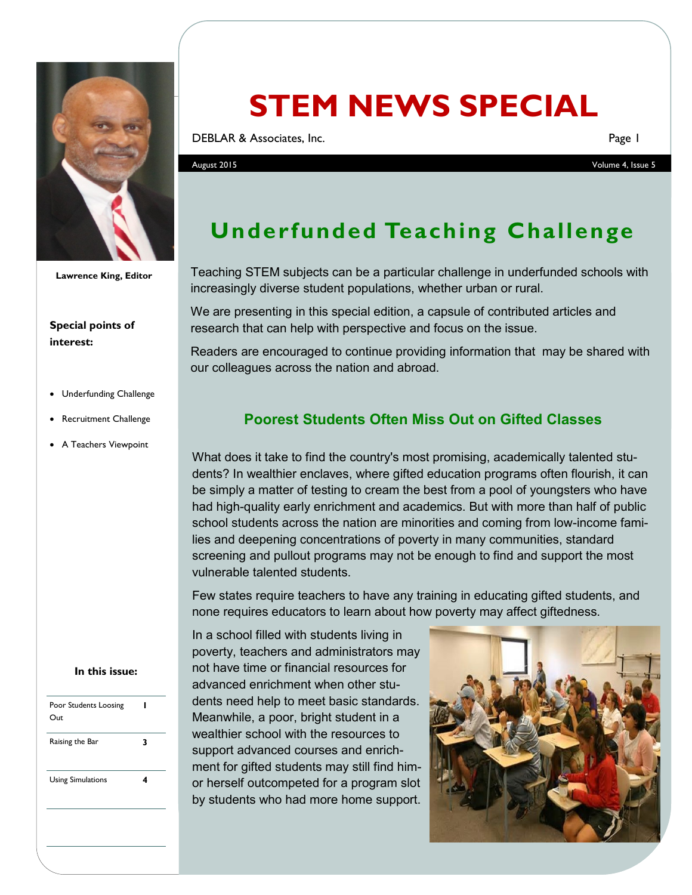# STEM NEWS SPECIAL

DEBLAR & Associates, Inc.

August 2015 — Volume 4, Issue 5

Lawrence King, Editor

**Special points of interest:**

- Underfunding Challenge
- Recruitment Challenge
- A Teachers Viewpoint

**In this issue:**

| | |
|---|---|
| Poor Students Loosing Out | 1 |
| Raising the Bar | 3 |
| Using Simulations | 4 |

## Underfunded Teaching Challenge

Teaching STEM subjects can be a particular challenge in underfunded schools with increasingly diverse student populations, whether urban or rural.

We are presenting in this special edition, a capsule of contributed articles and research that can help with perspective and focus on the issue.

Readers are encouraged to continue providing information that may be shared with our colleagues across the nation and abroad.

### Poorest Students Often Miss Out on Gifted Classes

What does it take to find the country's most promising, academically talented students? In wealthier enclaves, where gifted education programs often flourish, it can be simply a matter of testing to cream the best from a pool of youngsters who have had high-quality early enrichment and academics. But with more than half of public school students across the nation are minorities and coming from low-income families and deepening concentrations of poverty in many communities, standard screening and pullout programs may not be enough to find and support the most vulnerable talented students.

Few states require teachers to have any training in educating gifted students, and none requires educators to learn about how poverty may affect giftedness.

In a school filled with students living in poverty, teachers and administrators may not have time or financial resources for advanced enrichment when other students need help to meet basic standards. Meanwhile, a poor, bright student in a wealthier school with the resources to support advanced courses and enrichment for gifted students may still find him- or herself outcompeted for a program slot by students who had more home support.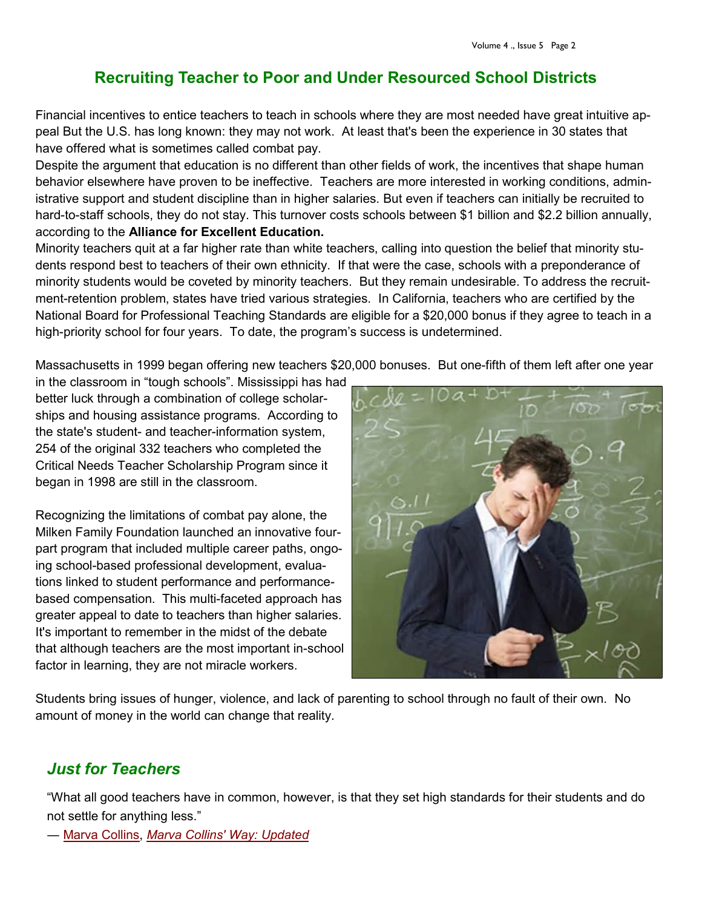## Recruiting Teacher to Poor and Under Resourced School Districts

Financial incentives to entice teachers to teach in schools where they are most needed have great intuitive appeal But the U.S. has long known: they may not work. At least that's been the experience in 30 states that have offered what is sometimes called combat pay.

Despite the argument that education is no different than other fields of work, the incentives that shape human behavior elsewhere have proven to be ineffective. Teachers are more interested in working conditions, administrative support and student discipline than in higher salaries. But even if teachers can initially be recruited to hard-to-staff schools, they do not stay. This turnover costs schools between $1 billion and $2.2 billion annually, according to the **Alliance for Excellent Education.**

Minority teachers quit at a far higher rate than white teachers, calling into question the belief that minority students respond best to teachers of their own ethnicity. If that were the case, schools with a preponderance of minority students would be coveted by minority teachers. But they remain undesirable. To address the recruitment-retention problem, states have tried various strategies. In California, teachers who are certified by the National Board for Professional Teaching Standards are eligible for a $20,000 bonus if they agree to teach in a high-priority school for four years. To date, the program's success is undetermined.

Massachusetts in 1999 began offering new teachers $20,000 bonuses. But one-fifth of them left after one year in the classroom in "tough schools". Mississippi has had better luck through a combination of college scholarships and housing assistance programs. According to the state's student- and teacher-information system, 254 of the original 332 teachers who completed the Critical Needs Teacher Scholarship Program since it began in 1998 are still in the classroom.

Recognizing the limitations of combat pay alone, the Milken Family Foundation launched an innovative four-part program that included multiple career paths, ongoing school-based professional development, evaluations linked to student performance and performance-based compensation. This multi-faceted approach has greater appeal to date to teachers than higher salaries. It's important to remember in the midst of the debate that although teachers are the most important in-school factor in learning, they are not miracle workers.

Students bring issues of hunger, violence, and lack of parenting to school through no fault of their own. No amount of money in the world can change that reality.

### *Just for Teachers*

"What all good teachers have in common, however, is that they set high standards for their students and do not settle for anything less."

— Marva Collins, *Marva Collins' Way: Updated*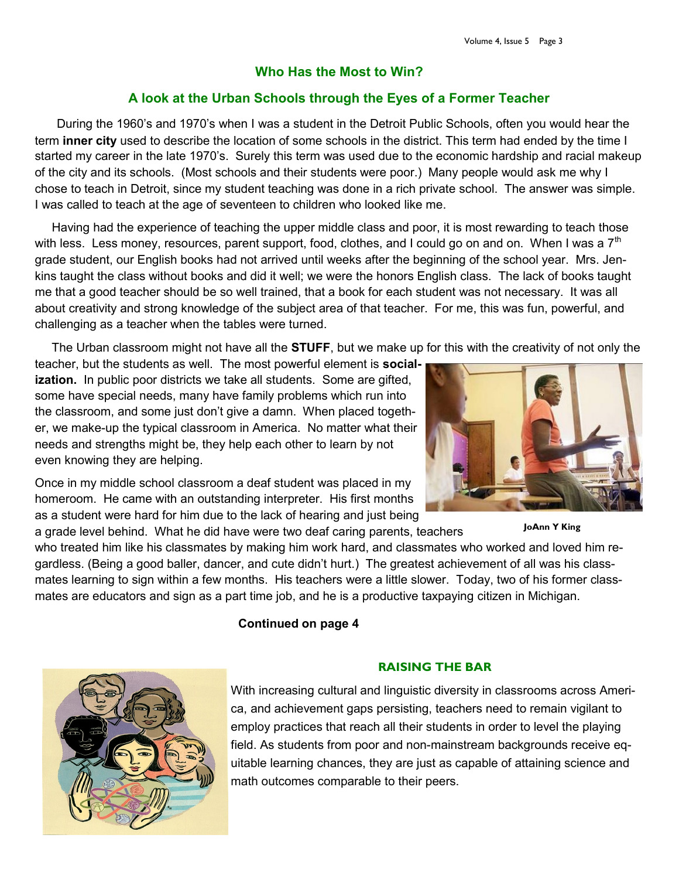## Who Has the Most to Win?

### A look at the Urban Schools through the Eyes of a Former Teacher

During the 1960's and 1970's when I was a student in the Detroit Public Schools, often you would hear the term **inner city** used to describe the location of some schools in the district. This term had ended by the time I started my career in the late 1970's. Surely this term was used due to the economic hardship and racial makeup of the city and its schools. (Most schools and their students were poor.) Many people would ask me why I chose to teach in Detroit, since my student teaching was done in a rich private school. The answer was simple. I was called to teach at the age of seventeen to children who looked like me.

Having had the experience of teaching the upper middle class and poor, it is most rewarding to teach those with less. Less money, resources, parent support, food, clothes, and I could go on and on. When I was a 7th grade student, our English books had not arrived until weeks after the beginning of the school year. Mrs. Jenkins taught the class without books and did it well; we were the honors English class. The lack of books taught me that a good teacher should be so well trained, that a book for each student was not necessary. It was all about creativity and strong knowledge of the subject area of that teacher. For me, this was fun, powerful, and challenging as a teacher when the tables were turned.

The Urban classroom might not have all the **STUFF**, but we make up for this with the creativity of not only the teacher, but the students as well. The most powerful element is **socialization.** In public poor districts we take all students. Some are gifted, some have special needs, many have family problems which run into the classroom, and some just don't give a damn. When placed together, we make-up the typical classroom in America. No matter what their needs and strengths might be, they help each other to learn by not even knowing they are helping.

JoAnn Y King

Once in my middle school classroom a deaf student was placed in my homeroom. He came with an outstanding interpreter. His first months as a student were hard for him due to the lack of hearing and just being a grade level behind. What he did have were two deaf caring parents, teachers who treated him like his classmates by making him work hard, and classmates who worked and loved him regardless. (Being a good baller, dancer, and cute didn't hurt.) The greatest achievement of all was his classmates learning to sign within a few months. His teachers were a little slower. Today, two of his former classmates are educators and sign as a part time job, and he is a productive taxpaying citizen in Michigan.

**Continued on page 4**

### RAISING THE BAR

With increasing cultural and linguistic diversity in classrooms across America, and achievement gaps persisting, teachers need to remain vigilant to employ practices that reach all their students in order to level the playing field. As students from poor and non-mainstream backgrounds receive equitable learning chances, they are just as capable of attaining science and math outcomes comparable to their peers.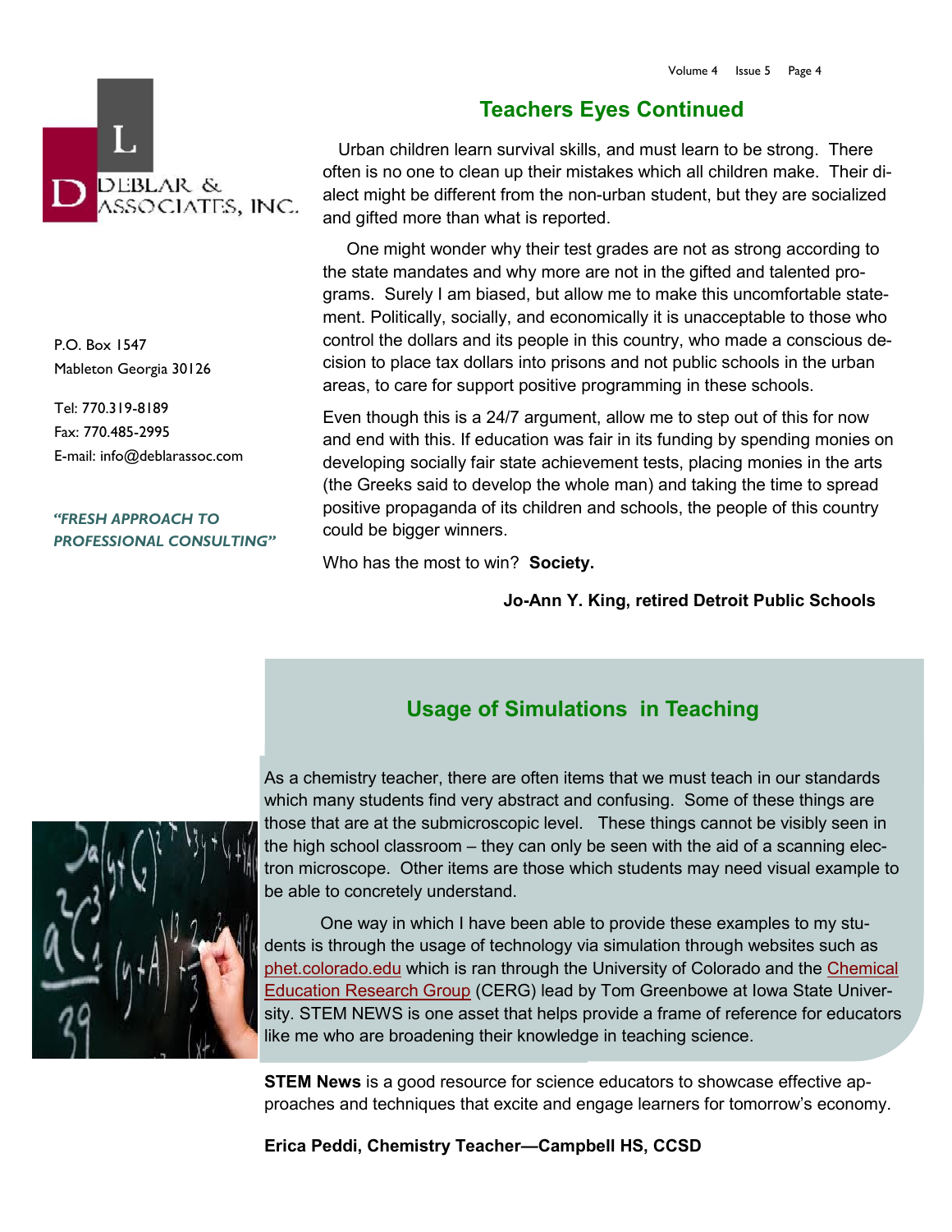DEBLAR & ASSOCIATES, INC.

P.O. Box 1547
Mableton Georgia 30126

Tel: 770.319-8189
Fax: 770.485-2995
E-mail: info@deblarassoc.com

*"FRESH APPROACH TO PROFESSIONAL CONSULTING"*

## Teachers Eyes Continued

Urban children learn survival skills, and must learn to be strong. There often is no one to clean up their mistakes which all children make. Their dialect might be different from the non-urban student, but they are socialized and gifted more than what is reported.

One might wonder why their test grades are not as strong according to the state mandates and why more are not in the gifted and talented programs. Surely I am biased, but allow me to make this uncomfortable statement. Politically, socially, and economically it is unacceptable to those who control the dollars and its people in this country, who made a conscious decision to place tax dollars into prisons and not public schools in the urban areas, to care for support positive programming in these schools.

Even though this is a 24/7 argument, allow me to step out of this for now and end with this. If education was fair in its funding by spending monies on developing socially fair state achievement tests, placing monies in the arts (the Greeks said to develop the whole man) and taking the time to spread positive propaganda of its children and schools, the people of this country could be bigger winners.

Who has the most to win? **Society.**

**Jo-Ann Y. King, retired Detroit Public Schools**

## Usage of Simulations in Teaching

As a chemistry teacher, there are often items that we must teach in our standards which many students find very abstract and confusing. Some of these things are those that are at the submicroscopic level. These things cannot be visibly seen in the high school classroom – they can only be seen with the aid of a scanning electron microscope. Other items are those which students may need visual example to be able to concretely understand.

One way in which I have been able to provide these examples to my students is through the usage of technology via simulation through websites such as phet.colorado.edu which is ran through the University of Colorado and the Chemical Education Research Group (CERG) lead by Tom Greenbowe at Iowa State University. STEM NEWS is one asset that helps provide a frame of reference for educators like me who are broadening their knowledge in teaching science.

**STEM News** is a good resource for science educators to showcase effective approaches and techniques that excite and engage learners for tomorrow's economy.

**Erica Peddi, Chemistry Teacher—Campbell HS, CCSD**